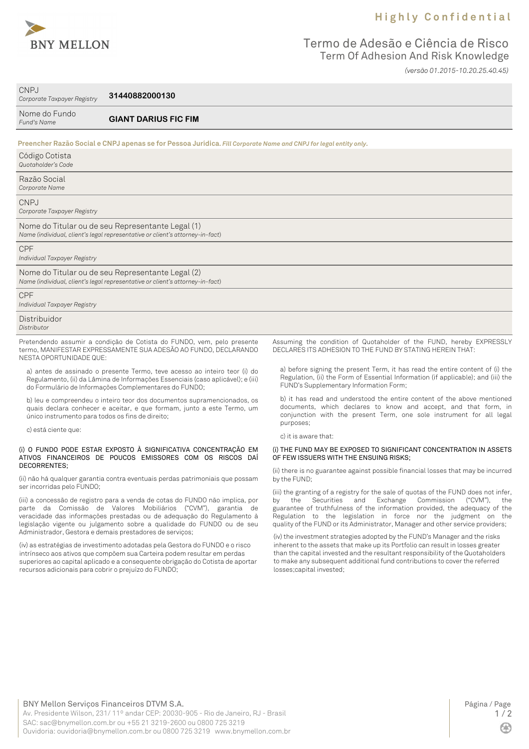Highly Confidential

# Termo de Adesão e Ciência de Risco
## Term Of Adhesion And Risk Knowledge

*(versão 01.2015-10.20.25.40.45)*

| | |
|---|---|
| CNPJ *Corporate Taxpayer Registry* | **31440882000130** |
| Nome do Fundo *Fund's Name* | **GIANT DARIUS FIC FIM** |

**Preencher Razão Social e CNPJ apenas se for Pessoa Jurídica.** ***Fill Corporate Name and CNPJ for legal entity only.***

| | |
|---|---|
| Código Cotista *Quotaholder's Code* | |
| Razão Social *Corporate Name* | |
| CNPJ *Corporate Taxpayer Registry* | |
| Nome do Titular ou de seu Representante Legal (1) *Name (individual, client's legal representative or client's attorney-in-fact)* | |
| CPF *Individual Taxpayer Registry* | |
| Nome do Titular ou de seu Representante Legal (2) *Name (individual, client's legal representative or client's attorney-in-fact)* | |
| CPF *Individual Taxpayer Registry* | |
| Distribuidor *Distributor* | |

Pretendendo assumir a condição de Cotista do FUNDO, vem, pelo presente termo, MANIFESTAR EXPRESSAMENTE SUA ADESÃO AO FUNDO, DECLARANDO NESTA OPORTUNIDADE QUE:

a) antes de assinado o presente Termo, teve acesso ao inteiro teor (i) do Regulamento, (ii) da Lâmina de Informações Essenciais (caso aplicável); e (iii) do Formulário de Informações Complementares do FUNDO;

b) leu e compreendeu o inteiro teor dos documentos supramencionados, os quais declara conhecer e aceitar, e que formam, junto a este Termo, um único instrumento para todos os fins de direito;

c) está ciente que:

(i) O FUNDO PODE ESTAR EXPOSTO À SIGNIFICATIVA CONCENTRAÇÃO EM ATIVOS FINANCEIROS DE POUCOS EMISSORES COM OS RISCOS DAÍ DECORRENTES;

(ii) não há qualquer garantia contra eventuais perdas patrimoniais que possam ser incorridas pelo FUNDO;

(iii) a concessão de registro para a venda de cotas do FUNDO não implica, por parte da Comissão de Valores Mobiliários ("CVM"), garantia de veracidade das informações prestadas ou de adequação do Regulamento à legislação vigente ou julgamento sobre a qualidade do FUNDO ou de seu Administrador, Gestora e demais prestadores de serviços;

(iv) as estratégias de investimento adotadas pela Gestora do FUNDO e o risco intrínseco aos ativos que compõem sua Carteira podem resultar em perdas superiores ao capital aplicado e a consequente obrigação do Cotista de aportar recursos adicionais para cobrir o prejuízo do FUNDO;

Assuming the condition of Quotaholder of the FUND, hereby EXPRESSLY DECLARES ITS ADHESION TO THE FUND BY STATING HEREIN THAT:

a) before signing the present Term, it has read the entire content of (i) the Regulation, (ii) the Form of Essential Information (if applicable); and (iii) the FUND's Supplementary Information Form;

b) it has read and understood the entire content of the above mentioned documents, which declares to know and accept, and that form, in conjunction with the present Term, one sole instrument for all legal purposes;

c) it is aware that:

(i) THE FUND MAY BE EXPOSED TO SIGNIFICANT CONCENTRATION IN ASSETS OF FEW ISSUERS WITH THE ENSUING RISKS;

(ii) there is no guarantee against possible financial losses that may be incurred by the FUND;

(iii) the granting of a registry for the sale of quotas of the FUND does not infer, by the Securities and Exchange Commission ("CVM"), the guarantee of truthfulness of the information provided, the adequacy of the Regulation to the legislation in force nor the judgment on the quality of the FUND or its Administrator, Manager and other service providers;

(iv) the investment strategies adopted by the FUND's Manager and the risks inherent to the assets that make up its Portfolio can result in losses greater than the capital invested and the resultant responsibility of the Quotaholders to make any subsequent additional fund contributions to cover the referred losses;capital invested;

BNY Mellon Serviços Financeiros DTVM S.A.
Av. Presidente Wilson, 231/ 11º andar CEP: 20030-905 - Rio de Janeiro, RJ - Brasil
SAC: sac@bnymellon.com.br ou +55 21 3219-2600 ou 0800 725 3219
Ouvidoria: ouvidoria@bnymellon.com.br ou 0800 725 3219 www.bnymellon.com.br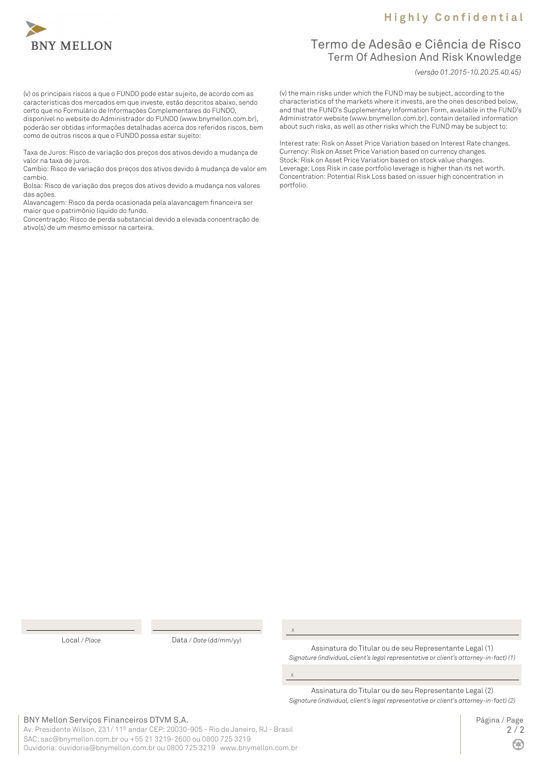Highly Confidential

# Termo de Adesão e Ciência de Risco
## Term Of Adhesion And Risk Knowledge

*(versão 01.2015-10.20.25.40.45)*

(v) os principais riscos a que o FUNDO pode estar sujeito, de acordo com as características dos mercados em que investe, estão descritos abaixo, sendo certo que no Formulário de Informações Complementares do FUNDO, disponível no website do Administrador do FUNDO (www.bnymellon.com.br), poderão ser obtidas informações detalhadas acerca dos referidos riscos, bem como de outros riscos a que o FUNDO possa estar sujeito:

Taxa de Juros: Risco de variação dos preços dos ativos devido a mudança de valor na taxa de juros.
Cambio: Risco de variação dos preços dos ativos devido à mudança de valor em cambio.
Bolsa: Risco de variação dos preços dos ativos devido a mudança nos valores das ações.
Alavancagem: Risco da perda ocasionada pela alavancagem financeira ser maior que o patrimônio líquido do fundo.
Concentração: Risco de perda substancial devido a elevada concentração de ativo(s) de um mesmo emissor na carteira.

(v) the main risks under which the FUND may be subject, according to the characteristics of the markets where it invests, are the ones described below, and that the FUND's Supplementary Information Form, available in the FUND's Administrator website (www.bnymellon.com.br), contain detailed information about such risks, as well as other risks which the FUND may be subject to:

Interest rate: Risk on Asset Price Variation based on Interest Rate changes.
Currency: Risk on Asset Price Variation based on currency changes.
Stock: Risk on Asset Price Variation based on stock value changes.
Leverage: Loss Risk in case portfolio leverage is higher than its net worth.
Concentration: Potential Risk Loss based on issuer high concentration in portfolio.

Local / *Place*

Data / *Date* (dd/mm/yy)

x

Assinatura do Titular ou de seu Representante Legal (1)
*Signature (individual, client's legal representative or client's attorney-in-fact) (1)*

x

Assinatura do Titular ou de seu Representante Legal (2)
*Signature (individual, client's legal representative or client's attorney-in-fact) (2)*

BNY Mellon Serviços Financeiros DTVM S.A.
Av. Presidente Wilson, 231/ 11º andar CEP: 20030-905 - Rio de Janeiro, RJ - Brasil
SAC: sac@bnymellon.com.br ou +55 21 3219-2600 ou 0800 725 3219
Ouvidoria: ouvidoria@bnymellon.com.br ou 0800 725 3219 www.bnymellon.com.br